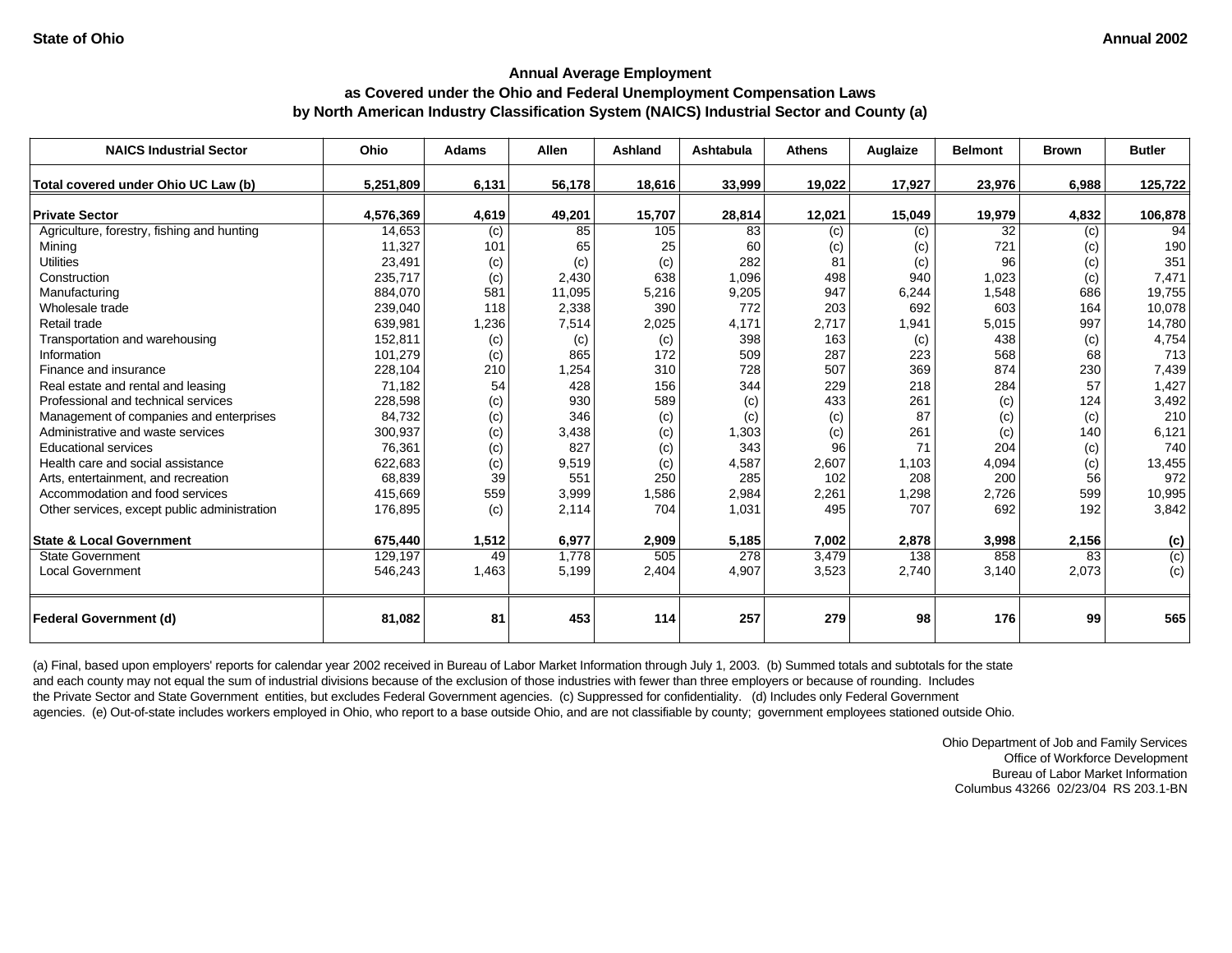State of Ohio

Annual 2002

## Annual Average Employment
## as Covered under the Ohio and Federal Unemployment Compensation Laws
## by North American Industry Classification System (NAICS) Industrial Sector and County (a)

| NAICS Industrial Sector | Ohio | Adams | Allen | Ashland | Ashtabula | Athens | Auglaize | Belmont | Brown | Butler |
|---|---|---|---|---|---|---|---|---|---|---|
| **Total covered under Ohio UC Law (b)** | **5,251,809** | **6,131** | **56,178** | **18,616** | **33,999** | **19,022** | **17,927** | **23,976** | **6,988** | **125,722** |
| **Private Sector** | **4,576,369** | **4,619** | **49,201** | **15,707** | **28,814** | **12,021** | **15,049** | **19,979** | **4,832** | **106,878** |
| Agriculture, forestry, fishing and hunting | 14,653 | (c) | 85 | 105 | 83 | (c) | (c) | 32 | (c) | 94 |
| Mining | 11,327 | 101 | 65 | 25 | 60 | (c) | (c) | 721 | (c) | 190 |
| Utilities | 23,491 | (c) | (c) | (c) | 282 | 81 | (c) | 96 | (c) | 351 |
| Construction | 235,717 | (c) | 2,430 | 638 | 1,096 | 498 | 940 | 1,023 | (c) | 7,471 |
| Manufacturing | 884,070 | 581 | 11,095 | 5,216 | 9,205 | 947 | 6,244 | 1,548 | 686 | 19,755 |
| Wholesale trade | 239,040 | 118 | 2,338 | 390 | 772 | 203 | 692 | 603 | 164 | 10,078 |
| Retail trade | 639,981 | 1,236 | 7,514 | 2,025 | 4,171 | 2,717 | 1,941 | 5,015 | 997 | 14,780 |
| Transportation and warehousing | 152,811 | (c) | (c) | (c) | 398 | 163 | (c) | 438 | (c) | 4,754 |
| Information | 101,279 | (c) | 865 | 172 | 509 | 287 | 223 | 568 | 68 | 713 |
| Finance and insurance | 228,104 | 210 | 1,254 | 310 | 728 | 507 | 369 | 874 | 230 | 7,439 |
| Real estate and rental and leasing | 71,182 | 54 | 428 | 156 | 344 | 229 | 218 | 284 | 57 | 1,427 |
| Professional and technical services | 228,598 | (c) | 930 | 589 | (c) | 433 | 261 | (c) | 124 | 3,492 |
| Management of companies and enterprises | 84,732 | (c) | 346 | (c) | (c) | (c) | 87 | (c) | (c) | 210 |
| Administrative and waste services | 300,937 | (c) | 3,438 | (c) | 1,303 | (c) | 261 | (c) | 140 | 6,121 |
| Educational services | 76,361 | (c) | 827 | (c) | 343 | 96 | 71 | 204 | (c) | 740 |
| Health care and social assistance | 622,683 | (c) | 9,519 | (c) | 4,587 | 2,607 | 1,103 | 4,094 | (c) | 13,455 |
| Arts, entertainment, and recreation | 68,839 | 39 | 551 | 250 | 285 | 102 | 208 | 200 | 56 | 972 |
| Accommodation and food services | 415,669 | 559 | 3,999 | 1,586 | 2,984 | 2,261 | 1,298 | 2,726 | 599 | 10,995 |
| Other services, except public administration | 176,895 | (c) | 2,114 | 704 | 1,031 | 495 | 707 | 692 | 192 | 3,842 |
| **State & Local Government** | **675,440** | **1,512** | **6,977** | **2,909** | **5,185** | **7,002** | **2,878** | **3,998** | **2,156** | **(c)** |
| State Government | 129,197 | 49 | 1,778 | 505 | 278 | 3,479 | 138 | 858 | 83 | (c) |
| Local Government | 546,243 | 1,463 | 5,199 | 2,404 | 4,907 | 3,523 | 2,740 | 3,140 | 2,073 | (c) |
| **Federal Government (d)** | **81,082** | **81** | **453** | **114** | **257** | **279** | **98** | **176** | **99** | **565** |

(a) Final, based upon employers' reports for calendar year 2002 received in Bureau of Labor Market Information through July 1, 2003. (b) Summed totals and subtotals for the state and each county may not equal the sum of industrial divisions because of the exclusion of those industries with fewer than three employers or because of rounding. Includes the Private Sector and State Government entities, but excludes Federal Government agencies. (c) Suppressed for confidentiality. (d) Includes only Federal Government agencies. (e) Out-of-state includes workers employed in Ohio, who report to a base outside Ohio, and are not classifiable by county; government employees stationed outside Ohio.

Ohio Department of Job and Family Services
Office of Workforce Development
Bureau of Labor Market Information
Columbus 43266 02/23/04 RS 203.1-BN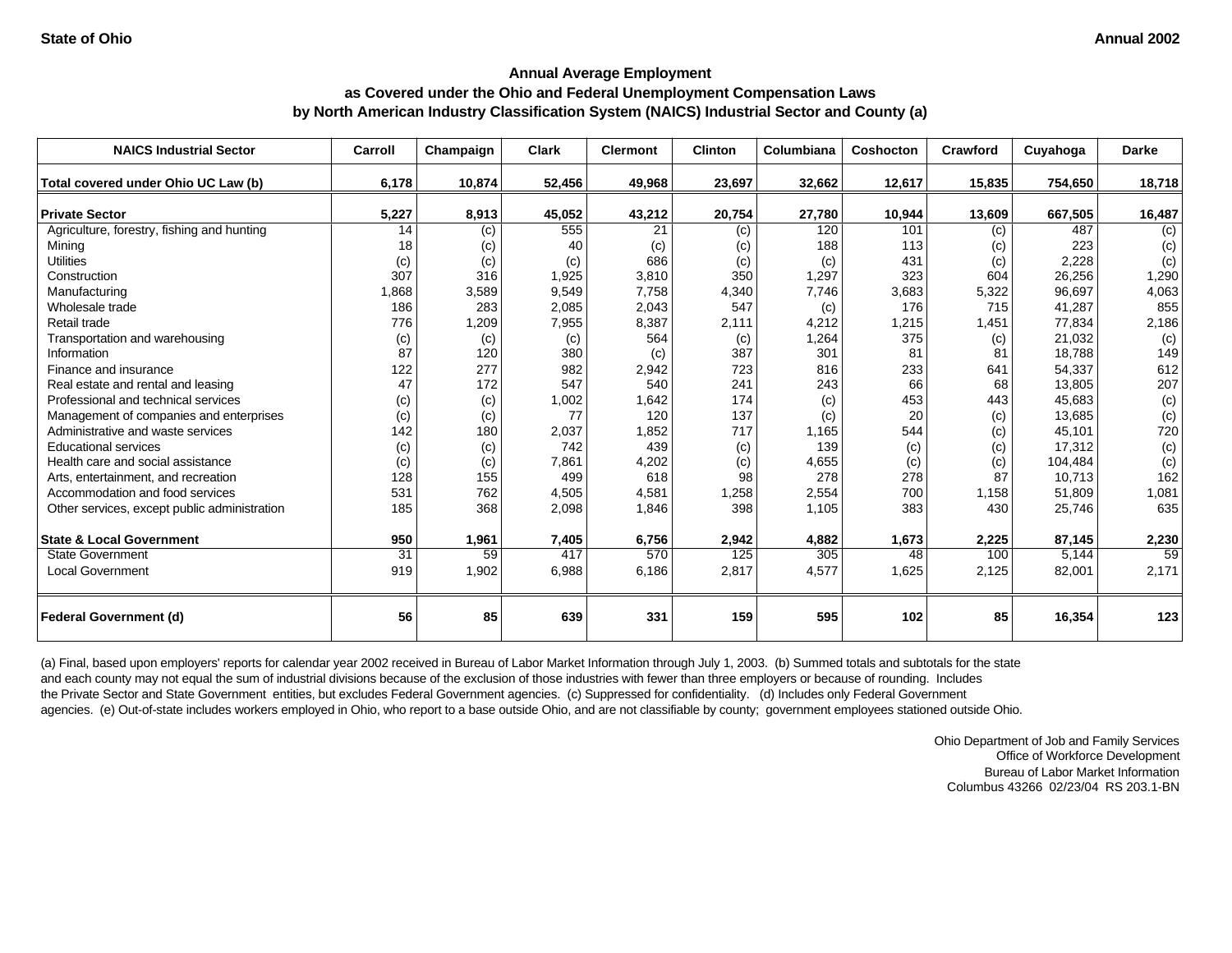State of Ohio | Annual 2002

## Annual Average Employment
## as Covered under the Ohio and Federal Unemployment Compensation Laws
## by North American Industry Classification System (NAICS) Industrial Sector and County (a)

| NAICS Industrial Sector | Carroll | Champaign | Clark | Clermont | Clinton | Columbiana | Coshocton | Crawford | Cuyahoga | Darke |
|---|---|---|---|---|---|---|---|---|---|---|
| **Total covered under Ohio UC Law (b)** | **6,178** | **10,874** | **52,456** | **49,968** | **23,697** | **32,662** | **12,617** | **15,835** | **754,650** | **18,718** |
| **Private Sector** | **5,227** | **8,913** | **45,052** | **43,212** | **20,754** | **27,780** | **10,944** | **13,609** | **667,505** | **16,487** |
| Agriculture, forestry, fishing and hunting | 14 | (c) | 555 | 21 | (c) | 120 | 101 | (c) | 487 | (c) |
| Mining | 18 | (c) | 40 | (c) | (c) | 188 | 113 | (c) | 223 | (c) |
| Utilities | (c) | (c) | (c) | 686 | (c) | (c) | 431 | (c) | 2,228 | (c) |
| Construction | 307 | 316 | 1,925 | 3,810 | 350 | 1,297 | 323 | 604 | 26,256 | 1,290 |
| Manufacturing | 1,868 | 3,589 | 9,549 | 7,758 | 4,340 | 7,746 | 3,683 | 5,322 | 96,697 | 4,063 |
| Wholesale trade | 186 | 283 | 2,085 | 2,043 | 547 | (c) | 176 | 715 | 41,287 | 855 |
| Retail trade | 776 | 1,209 | 7,955 | 8,387 | 2,111 | 4,212 | 1,215 | 1,451 | 77,834 | 2,186 |
| Transportation and warehousing | (c) | (c) | (c) | 564 | (c) | 1,264 | 375 | (c) | 21,032 | (c) |
| Information | 87 | 120 | 380 | (c) | 387 | 301 | 81 | 81 | 18,788 | 149 |
| Finance and insurance | 122 | 277 | 982 | 2,942 | 723 | 816 | 233 | 641 | 54,337 | 612 |
| Real estate and rental and leasing | 47 | 172 | 547 | 540 | 241 | 243 | 66 | 68 | 13,805 | 207 |
| Professional and technical services | (c) | (c) | 1,002 | 1,642 | 174 | (c) | 453 | 443 | 45,683 | (c) |
| Management of companies and enterprises | (c) | (c) | 77 | 120 | 137 | (c) | 20 | (c) | 13,685 | (c) |
| Administrative and waste services | 142 | 180 | 2,037 | 1,852 | 717 | 1,165 | 544 | (c) | 45,101 | 720 |
| Educational services | (c) | (c) | 742 | 439 | (c) | 139 | (c) | (c) | 17,312 | (c) |
| Health care and social assistance | (c) | (c) | 7,861 | 4,202 | (c) | 4,655 | (c) | (c) | 104,484 | (c) |
| Arts, entertainment, and recreation | 128 | 155 | 499 | 618 | 98 | 278 | 278 | 87 | 10,713 | 162 |
| Accommodation and food services | 531 | 762 | 4,505 | 4,581 | 1,258 | 2,554 | 700 | 1,158 | 51,809 | 1,081 |
| Other services, except public administration | 185 | 368 | 2,098 | 1,846 | 398 | 1,105 | 383 | 430 | 25,746 | 635 |
| **State & Local Government** | **950** | **1,961** | **7,405** | **6,756** | **2,942** | **4,882** | **1,673** | **2,225** | **87,145** | **2,230** |
| State Government | 31 | 59 | 417 | 570 | 125 | 305 | 48 | 100 | 5,144 | 59 |
| Local Government | 919 | 1,902 | 6,988 | 6,186 | 2,817 | 4,577 | 1,625 | 2,125 | 82,001 | 2,171 |
| **Federal Government (d)** | **56** | **85** | **639** | **331** | **159** | **595** | **102** | **85** | **16,354** | **123** |

(a) Final, based upon employers' reports for calendar year 2002 received in Bureau of Labor Market Information through July 1, 2003. (b) Summed totals and subtotals for the state and each county may not equal the sum of industrial divisions because of the exclusion of those industries with fewer than three employers or because of rounding. Includes the Private Sector and State Government entities, but excludes Federal Government agencies. (c) Suppressed for confidentiality. (d) Includes only Federal Government agencies. (e) Out-of-state includes workers employed in Ohio, who report to a base outside Ohio, and are not classifiable by county; government employees stationed outside Ohio.

Ohio Department of Job and Family Services
Office of Workforce Development
Bureau of Labor Market Information
Columbus 43266 02/23/04 RS 203.1-BN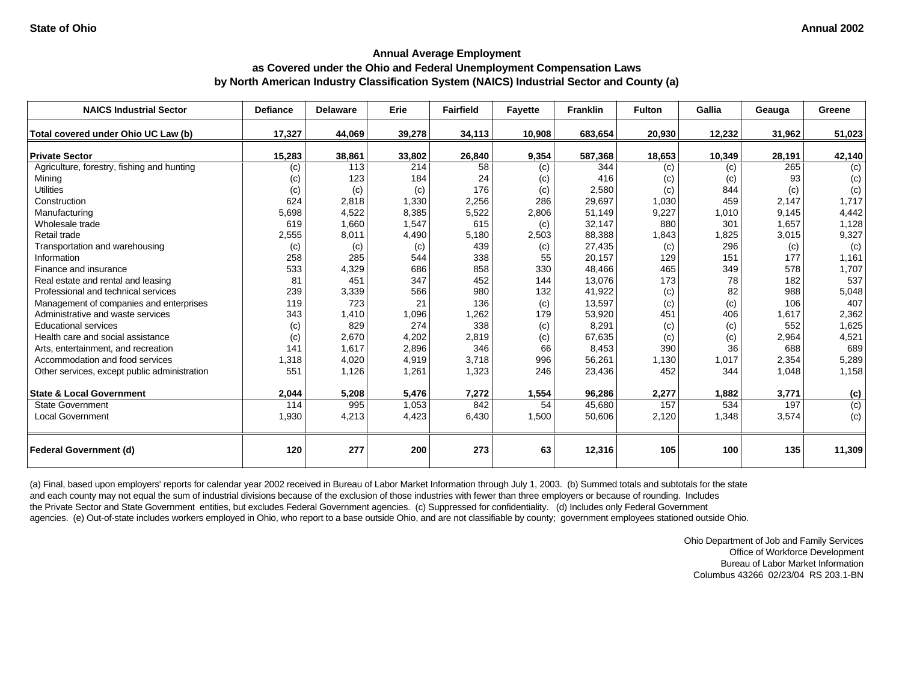**State of Ohio** **Annual 2002**

### Annual Average Employment
### as Covered under the Ohio and Federal Unemployment Compensation Laws
### by North American Industry Classification System (NAICS) Industrial Sector and County (a)

| NAICS Industrial Sector | Defiance | Delaware | Erie | Fairfield | Fayette | Franklin | Fulton | Gallia | Geauga | Greene |
|---|---|---|---|---|---|---|---|---|---|---|
| **Total covered under Ohio UC Law (b)** | **17,327** | **44,069** | **39,278** | **34,113** | **10,908** | **683,654** | **20,930** | **12,232** | **31,962** | **51,023** |
| **Private Sector** | **15,283** | **38,861** | **33,802** | **26,840** | **9,354** | **587,368** | **18,653** | **10,349** | **28,191** | **42,140** |
| Agriculture, forestry, fishing and hunting | (c) | 113 | 214 | 58 | (c) | 344 | (c) | (c) | 265 | (c) |
| Mining | (c) | 123 | 184 | 24 | (c) | 416 | (c) | (c) | 93 | (c) |
| Utilities | (c) | (c) | (c) | 176 | (c) | 2,580 | (c) | 844 | (c) | (c) |
| Construction | 624 | 2,818 | 1,330 | 2,256 | 286 | 29,697 | 1,030 | 459 | 2,147 | 1,717 |
| Manufacturing | 5,698 | 4,522 | 8,385 | 5,522 | 2,806 | 51,149 | 9,227 | 1,010 | 9,145 | 4,442 |
| Wholesale trade | 619 | 1,660 | 1,547 | 615 | (c) | 32,147 | 880 | 301 | 1,657 | 1,128 |
| Retail trade | 2,555 | 8,011 | 4,490 | 5,180 | 2,503 | 88,388 | 1,843 | 1,825 | 3,015 | 9,327 |
| Transportation and warehousing | (c) | (c) | (c) | 439 | (c) | 27,435 | (c) | 296 | (c) | (c) |
| Information | 258 | 285 | 544 | 338 | 55 | 20,157 | 129 | 151 | 177 | 1,161 |
| Finance and insurance | 533 | 4,329 | 686 | 858 | 330 | 48,466 | 465 | 349 | 578 | 1,707 |
| Real estate and rental and leasing | 81 | 451 | 347 | 452 | 144 | 13,076 | 173 | 78 | 182 | 537 |
| Professional and technical services | 239 | 3,339 | 566 | 980 | 132 | 41,922 | (c) | 82 | 988 | 5,048 |
| Management of companies and enterprises | 119 | 723 | 21 | 136 | (c) | 13,597 | (c) | (c) | 106 | 407 |
| Administrative and waste services | 343 | 1,410 | 1,096 | 1,262 | 179 | 53,920 | 451 | 406 | 1,617 | 2,362 |
| Educational services | (c) | 829 | 274 | 338 | (c) | 8,291 | (c) | (c) | 552 | 1,625 |
| Health care and social assistance | (c) | 2,670 | 4,202 | 2,819 | (c) | 67,635 | (c) | (c) | 2,964 | 4,521 |
| Arts, entertainment, and recreation | 141 | 1,617 | 2,896 | 346 | 66 | 8,453 | 390 | 36 | 688 | 689 |
| Accommodation and food services | 1,318 | 4,020 | 4,919 | 3,718 | 996 | 56,261 | 1,130 | 1,017 | 2,354 | 5,289 |
| Other services, except public administration | 551 | 1,126 | 1,261 | 1,323 | 246 | 23,436 | 452 | 344 | 1,048 | 1,158 |
| **State & Local Government** | **2,044** | **5,208** | **5,476** | **7,272** | **1,554** | **96,286** | **2,277** | **1,882** | **3,771** | **(c)** |
| State Government | 114 | 995 | 1,053 | 842 | 54 | 45,680 | 157 | 534 | 197 | (c) |
| Local Government | 1,930 | 4,213 | 4,423 | 6,430 | 1,500 | 50,606 | 2,120 | 1,348 | 3,574 | (c) |
| **Federal Government (d)** | **120** | **277** | **200** | **273** | **63** | **12,316** | **105** | **100** | **135** | **11,309** |

(a) Final, based upon employers' reports for calendar year 2002 received in Bureau of Labor Market Information through July 1, 2003. (b) Summed totals and subtotals for the state and each county may not equal the sum of industrial divisions because of the exclusion of those industries with fewer than three employers or because of rounding. Includes the Private Sector and State Government entities, but excludes Federal Government agencies. (c) Suppressed for confidentiality. (d) Includes only Federal Government agencies. (e) Out-of-state includes workers employed in Ohio, who report to a base outside Ohio, and are not classifiable by county; government employees stationed outside Ohio.

Ohio Department of Job and Family Services
Office of Workforce Development
Bureau of Labor Market Information
Columbus 43266 02/23/04 RS 203.1-BN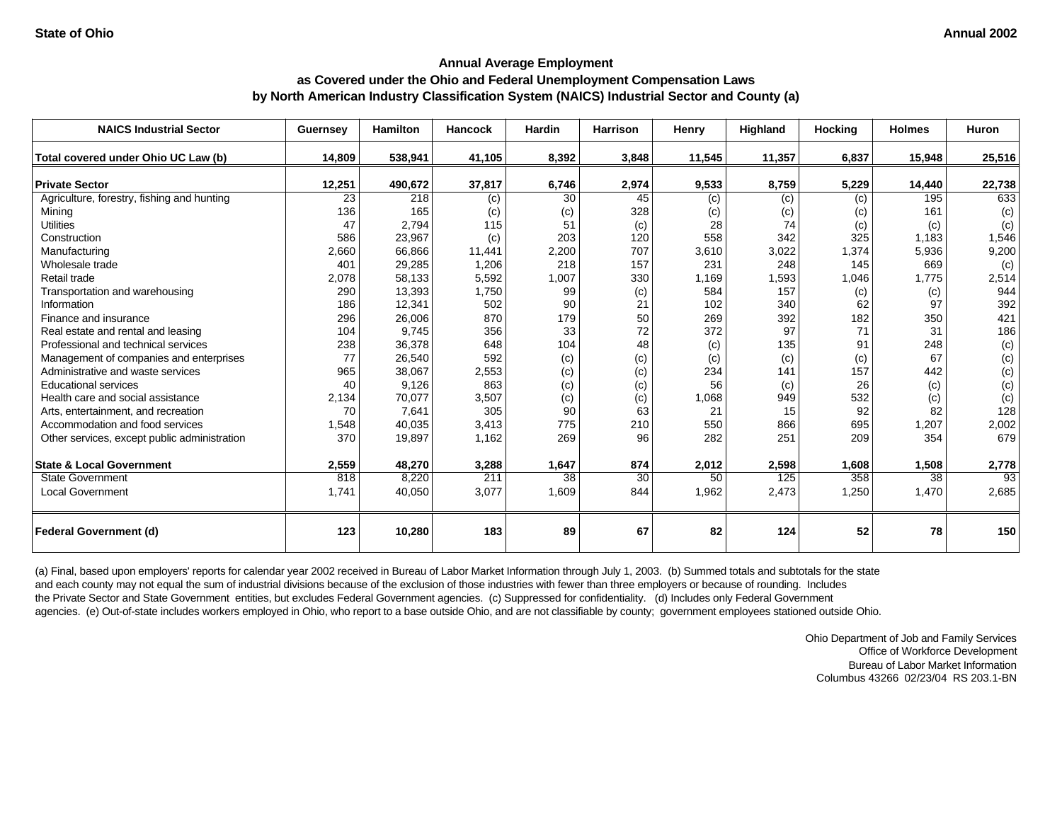State of Ohio Annual 2002

## Annual Average Employment
## as Covered under the Ohio and Federal Unemployment Compensation Laws
## by North American Industry Classification System (NAICS) Industrial Sector and County (a)

| NAICS Industrial Sector | Guernsey | Hamilton | Hancock | Hardin | Harrison | Henry | Highland | Hocking | Holmes | Huron |
|---|---|---|---|---|---|---|---|---|---|---|
| **Total covered under Ohio UC Law (b)** | **14,809** | **538,941** | **41,105** | **8,392** | **3,848** | **11,545** | **11,357** | **6,837** | **15,948** | **25,516** |
| **Private Sector** | **12,251** | **490,672** | **37,817** | **6,746** | **2,974** | **9,533** | **8,759** | **5,229** | **14,440** | **22,738** |
| Agriculture, forestry, fishing and hunting | 23 | 218 | (c) | 30 | 45 | (c) | (c) | (c) | 195 | 633 |
| Mining | 136 | 165 | (c) | (c) | 328 | (c) | (c) | (c) | 161 | (c) |
| Utilities | 47 | 2,794 | 115 | 51 | (c) | 28 | 74 | (c) | (c) | (c) |
| Construction | 586 | 23,967 | (c) | 203 | 120 | 558 | 342 | 325 | 1,183 | 1,546 |
| Manufacturing | 2,660 | 66,866 | 11,441 | 2,200 | 707 | 3,610 | 3,022 | 1,374 | 5,936 | 9,200 |
| Wholesale trade | 401 | 29,285 | 1,206 | 218 | 157 | 231 | 248 | 145 | 669 | (c) |
| Retail trade | 2,078 | 58,133 | 5,592 | 1,007 | 330 | 1,169 | 1,593 | 1,046 | 1,775 | 2,514 |
| Transportation and warehousing | 290 | 13,393 | 1,750 | 99 | (c) | 584 | 157 | (c) | (c) | 944 |
| Information | 186 | 12,341 | 502 | 90 | 21 | 102 | 340 | 62 | 97 | 392 |
| Finance and insurance | 296 | 26,006 | 870 | 179 | 50 | 269 | 392 | 182 | 350 | 421 |
| Real estate and rental and leasing | 104 | 9,745 | 356 | 33 | 72 | 372 | 97 | 71 | 31 | 186 |
| Professional and technical services | 238 | 36,378 | 648 | 104 | 48 | (c) | 135 | 91 | 248 | (c) |
| Management of companies and enterprises | 77 | 26,540 | 592 | (c) | (c) | (c) | (c) | (c) | 67 | (c) |
| Administrative and waste services | 965 | 38,067 | 2,553 | (c) | (c) | 234 | 141 | 157 | 442 | (c) |
| Educational services | 40 | 9,126 | 863 | (c) | (c) | 56 | (c) | 26 | (c) | (c) |
| Health care and social assistance | 2,134 | 70,077 | 3,507 | (c) | (c) | 1,068 | 949 | 532 | (c) | (c) |
| Arts, entertainment, and recreation | 70 | 7,641 | 305 | 90 | 63 | 21 | 15 | 92 | 82 | 128 |
| Accommodation and food services | 1,548 | 40,035 | 3,413 | 775 | 210 | 550 | 866 | 695 | 1,207 | 2,002 |
| Other services, except public administration | 370 | 19,897 | 1,162 | 269 | 96 | 282 | 251 | 209 | 354 | 679 |
| **State & Local Government** | **2,559** | **48,270** | **3,288** | **1,647** | **874** | **2,012** | **2,598** | **1,608** | **1,508** | **2,778** |
| State Government | 818 | 8,220 | 211 | 38 | 30 | 50 | 125 | 358 | 38 | 93 |
| Local Government | 1,741 | 40,050 | 3,077 | 1,609 | 844 | 1,962 | 2,473 | 1,250 | 1,470 | 2,685 |
| **Federal Government (d)** | **123** | **10,280** | **183** | **89** | **67** | **82** | **124** | **52** | **78** | **150** |

(a) Final, based upon employers' reports for calendar year 2002 received in Bureau of Labor Market Information through July 1, 2003. (b) Summed totals and subtotals for the state and each county may not equal the sum of industrial divisions because of the exclusion of those industries with fewer than three employers or because of rounding. Includes the Private Sector and State Government entities, but excludes Federal Government agencies. (c) Suppressed for confidentiality. (d) Includes only Federal Government agencies. (e) Out-of-state includes workers employed in Ohio, who report to a base outside Ohio, and are not classifiable by county; government employees stationed outside Ohio.

Ohio Department of Job and Family Services
Office of Workforce Development
Bureau of Labor Market Information
Columbus 43266 02/23/04 RS 203.1-BN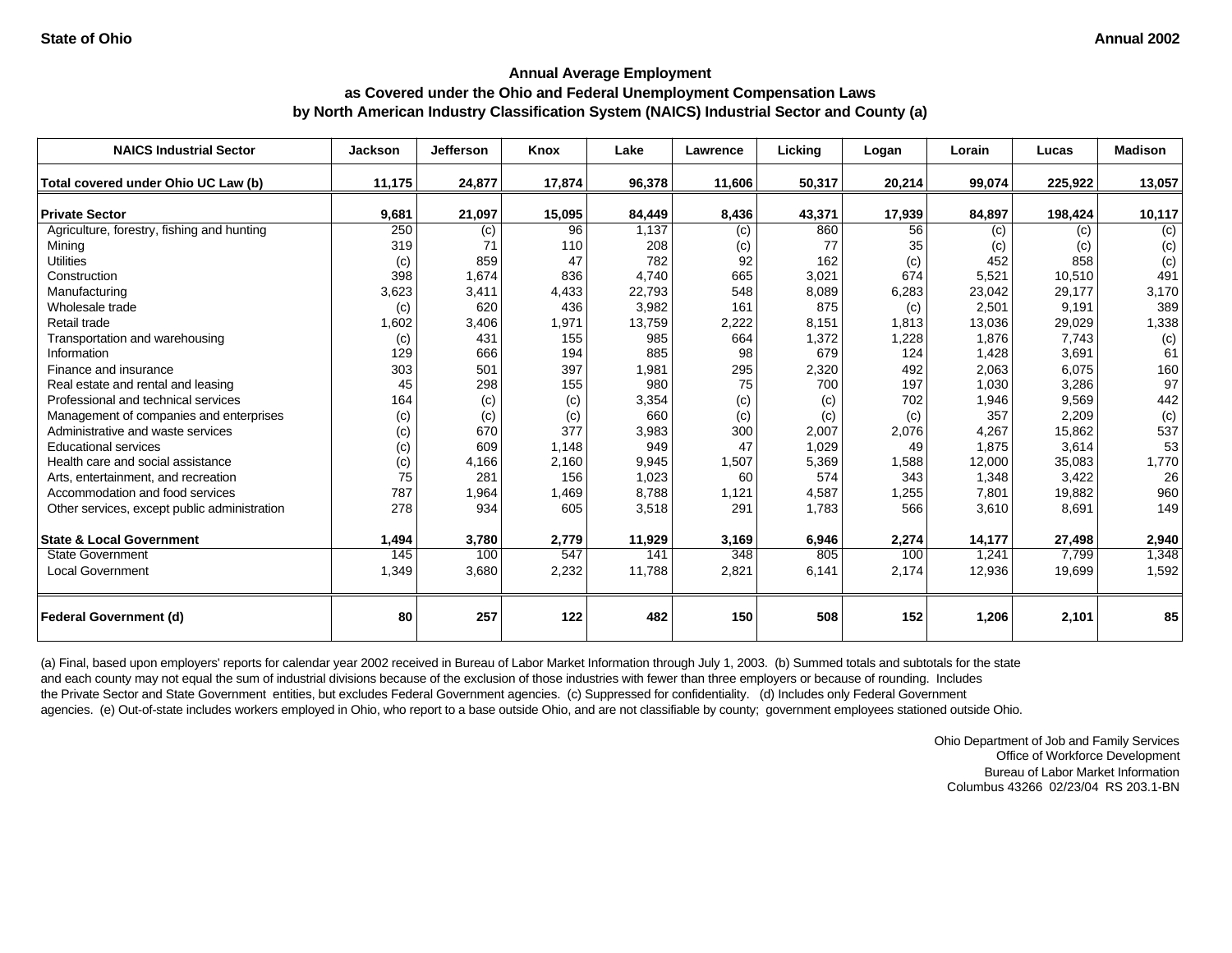State of Ohio

Annual 2002

### Annual Average Employment
### as Covered under the Ohio and Federal Unemployment Compensation Laws
### by North American Industry Classification System (NAICS) Industrial Sector and County (a)

| NAICS Industrial Sector | Jackson | Jefferson | Knox | Lake | Lawrence | Licking | Logan | Lorain | Lucas | Madison |
|---|---|---|---|---|---|---|---|---|---|---|
| **Total covered under Ohio UC Law (b)** | **11,175** | **24,877** | **17,874** | **96,378** | **11,606** | **50,317** | **20,214** | **99,074** | **225,922** | **13,057** |
| **Private Sector** | **9,681** | **21,097** | **15,095** | **84,449** | **8,436** | **43,371** | **17,939** | **84,897** | **198,424** | **10,117** |
| Agriculture, forestry, fishing and hunting | 250 | (c) | 96 | 1,137 | (c) | 860 | 56 | (c) | (c) | (c) |
| Mining | 319 | 71 | 110 | 208 | (c) | 77 | 35 | (c) | (c) | (c) |
| Utilities | (c) | 859 | 47 | 782 | 92 | 162 | (c) | 452 | 858 | (c) |
| Construction | 398 | 1,674 | 836 | 4,740 | 665 | 3,021 | 674 | 5,521 | 10,510 | 491 |
| Manufacturing | 3,623 | 3,411 | 4,433 | 22,793 | 548 | 8,089 | 6,283 | 23,042 | 29,177 | 3,170 |
| Wholesale trade | (c) | 620 | 436 | 3,982 | 161 | 875 | (c) | 2,501 | 9,191 | 389 |
| Retail trade | 1,602 | 3,406 | 1,971 | 13,759 | 2,222 | 8,151 | 1,813 | 13,036 | 29,029 | 1,338 |
| Transportation and warehousing | (c) | 431 | 155 | 985 | 664 | 1,372 | 1,228 | 1,876 | 7,743 | (c) |
| Information | 129 | 666 | 194 | 885 | 98 | 679 | 124 | 1,428 | 3,691 | 61 |
| Finance and insurance | 303 | 501 | 397 | 1,981 | 295 | 2,320 | 492 | 2,063 | 6,075 | 160 |
| Real estate and rental and leasing | 45 | 298 | 155 | 980 | 75 | 700 | 197 | 1,030 | 3,286 | 97 |
| Professional and technical services | 164 | (c) | (c) | 3,354 | (c) | (c) | 702 | 1,946 | 9,569 | 442 |
| Management of companies and enterprises | (c) | (c) | (c) | 660 | (c) | (c) | (c) | 357 | 2,209 | (c) |
| Administrative and waste services | (c) | 670 | 377 | 3,983 | 300 | 2,007 | 2,076 | 4,267 | 15,862 | 537 |
| Educational services | (c) | 609 | 1,148 | 949 | 47 | 1,029 | 49 | 1,875 | 3,614 | 53 |
| Health care and social assistance | (c) | 4,166 | 2,160 | 9,945 | 1,507 | 5,369 | 1,588 | 12,000 | 35,083 | 1,770 |
| Arts, entertainment, and recreation | 75 | 281 | 156 | 1,023 | 60 | 574 | 343 | 1,348 | 3,422 | 26 |
| Accommodation and food services | 787 | 1,964 | 1,469 | 8,788 | 1,121 | 4,587 | 1,255 | 7,801 | 19,882 | 960 |
| Other services, except public administration | 278 | 934 | 605 | 3,518 | 291 | 1,783 | 566 | 3,610 | 8,691 | 149 |
| **State & Local Government** | **1,494** | **3,780** | **2,779** | **11,929** | **3,169** | **6,946** | **2,274** | **14,177** | **27,498** | **2,940** |
| State Government | 145 | 100 | 547 | 141 | 348 | 805 | 100 | 1,241 | 7,799 | 1,348 |
| Local Government | 1,349 | 3,680 | 2,232 | 11,788 | 2,821 | 6,141 | 2,174 | 12,936 | 19,699 | 1,592 |
| **Federal Government (d)** | **80** | **257** | **122** | **482** | **150** | **508** | **152** | **1,206** | **2,101** | **85** |

(a) Final, based upon employers' reports for calendar year 2002 received in Bureau of Labor Market Information through July 1, 2003. (b) Summed totals and subtotals for the state and each county may not equal the sum of industrial divisions because of the exclusion of those industries with fewer than three employers or because of rounding. Includes the Private Sector and State Government entities, but excludes Federal Government agencies. (c) Suppressed for confidentiality. (d) Includes only Federal Government agencies. (e) Out-of-state includes workers employed in Ohio, who report to a base outside Ohio, and are not classifiable by county; government employees stationed outside Ohio.

Ohio Department of Job and Family Services
Office of Workforce Development
Bureau of Labor Market Information
Columbus 43266 02/23/04 RS 203.1-BN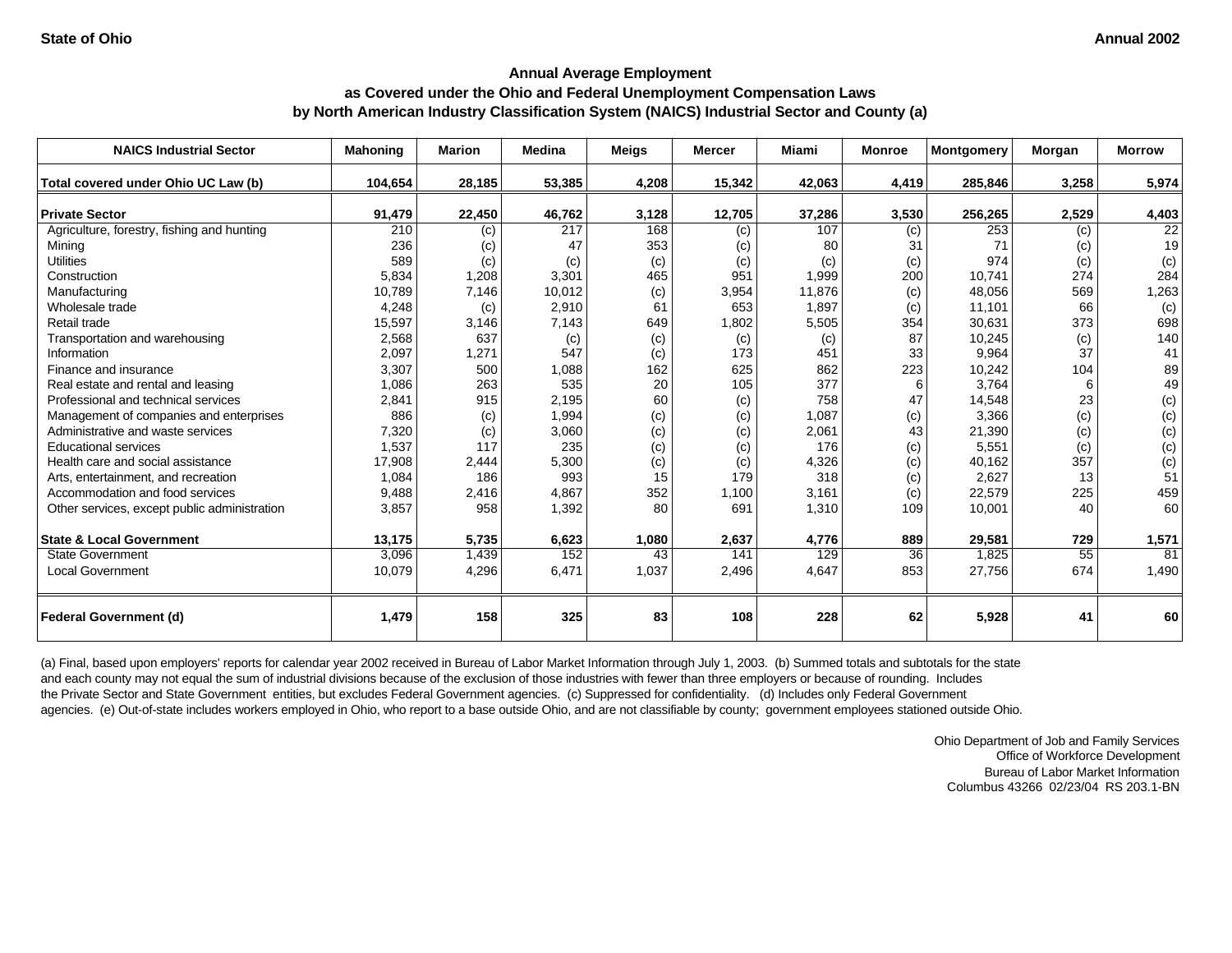**State of Ohio** | **Annual 2002**

## Annual Average Employment
## as Covered under the Ohio and Federal Unemployment Compensation Laws
## by North American Industry Classification System (NAICS) Industrial Sector and County (a)

| NAICS Industrial Sector | Mahoning | Marion | Medina | Meigs | Mercer | Miami | Monroe | Montgomery | Morgan | Morrow |
|---|---|---|---|---|---|---|---|---|---|---|
| **Total covered under Ohio UC Law (b)** | **104,654** | **28,185** | **53,385** | **4,208** | **15,342** | **42,063** | **4,419** | **285,846** | **3,258** | **5,974** |
| **Private Sector** | **91,479** | **22,450** | **46,762** | **3,128** | **12,705** | **37,286** | **3,530** | **256,265** | **2,529** | **4,403** |
| Agriculture, forestry, fishing and hunting | 210 | (c) | 217 | 168 | (c) | 107 | (c) | 253 | (c) | 22 |
| Mining | 236 | (c) | 47 | 353 | (c) | 80 | 31 | 71 | (c) | 19 |
| Utilities | 589 | (c) | (c) | (c) | (c) | (c) | (c) | 974 | (c) | (c) |
| Construction | 5,834 | 1,208 | 3,301 | 465 | 951 | 1,999 | 200 | 10,741 | 274 | 284 |
| Manufacturing | 10,789 | 7,146 | 10,012 | (c) | 3,954 | 11,876 | (c) | 48,056 | 569 | 1,263 |
| Wholesale trade | 4,248 | (c) | 2,910 | 61 | 653 | 1,897 | (c) | 11,101 | 66 | (c) |
| Retail trade | 15,597 | 3,146 | 7,143 | 649 | 1,802 | 5,505 | 354 | 30,631 | 373 | 698 |
| Transportation and warehousing | 2,568 | 637 | (c) | (c) | (c) | (c) | 87 | 10,245 | (c) | 140 |
| Information | 2,097 | 1,271 | 547 | (c) | 173 | 451 | 33 | 9,964 | 37 | 41 |
| Finance and insurance | 3,307 | 500 | 1,088 | 162 | 625 | 862 | 223 | 10,242 | 104 | 89 |
| Real estate and rental and leasing | 1,086 | 263 | 535 | 20 | 105 | 377 | 6 | 3,764 | 6 | 49 |
| Professional and technical services | 2,841 | 915 | 2,195 | 60 | (c) | 758 | 47 | 14,548 | 23 | (c) |
| Management of companies and enterprises | 886 | (c) | 1,994 | (c) | (c) | 1,087 | (c) | 3,366 | (c) | (c) |
| Administrative and waste services | 7,320 | (c) | 3,060 | (c) | (c) | 2,061 | 43 | 21,390 | (c) | (c) |
| Educational services | 1,537 | 117 | 235 | (c) | (c) | 176 | (c) | 5,551 | (c) | (c) |
| Health care and social assistance | 17,908 | 2,444 | 5,300 | (c) | (c) | 4,326 | (c) | 40,162 | 357 | (c) |
| Arts, entertainment, and recreation | 1,084 | 186 | 993 | 15 | 179 | 318 | (c) | 2,627 | 13 | 51 |
| Accommodation and food services | 9,488 | 2,416 | 4,867 | 352 | 1,100 | 3,161 | (c) | 22,579 | 225 | 459 |
| Other services, except public administration | 3,857 | 958 | 1,392 | 80 | 691 | 1,310 | 109 | 10,001 | 40 | 60 |
| **State & Local Government** | **13,175** | **5,735** | **6,623** | **1,080** | **2,637** | **4,776** | **889** | **29,581** | **729** | **1,571** |
| State Government | 3,096 | 1,439 | 152 | 43 | 141 | 129 | 36 | 1,825 | 55 | 81 |
| Local Government | 10,079 | 4,296 | 6,471 | 1,037 | 2,496 | 4,647 | 853 | 27,756 | 674 | 1,490 |
| **Federal Government (d)** | **1,479** | **158** | **325** | **83** | **108** | **228** | **62** | **5,928** | **41** | **60** |

(a) Final, based upon employers' reports for calendar year 2002 received in Bureau of Labor Market Information through July 1, 2003. (b) Summed totals and subtotals for the state and each county may not equal the sum of industrial divisions because of the exclusion of those industries with fewer than three employers or because of rounding. Includes the Private Sector and State Government entities, but excludes Federal Government agencies. (c) Suppressed for confidentiality. (d) Includes only Federal Government agencies. (e) Out-of-state includes workers employed in Ohio, who report to a base outside Ohio, and are not classifiable by county; government employees stationed outside Ohio.

Ohio Department of Job and Family Services
Office of Workforce Development
Bureau of Labor Market Information
Columbus 43266 02/23/04 RS 203.1-BN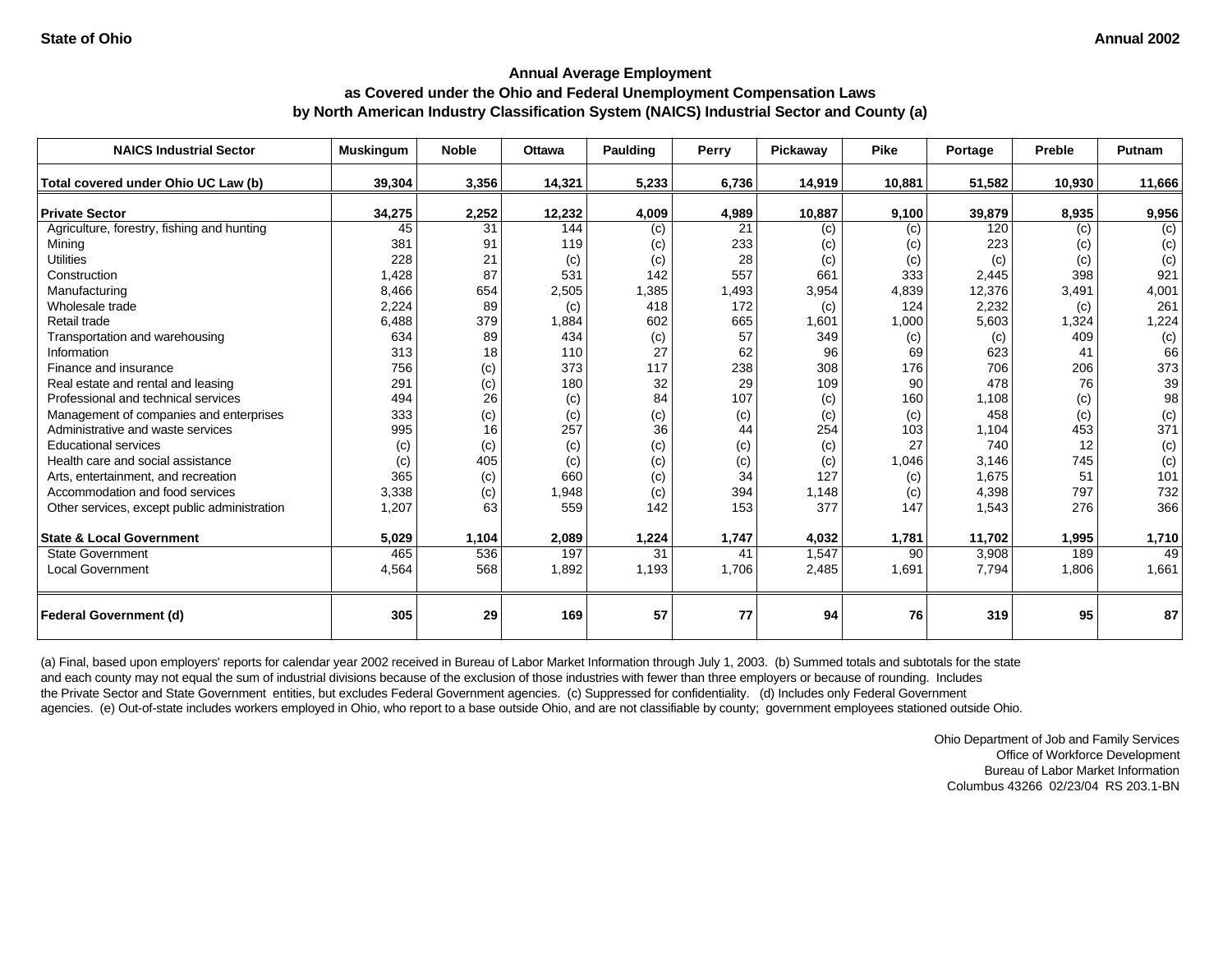**State of Ohio** **Annual 2002**

### Annual Average Employment
### as Covered under the Ohio and Federal Unemployment Compensation Laws
### by North American Industry Classification System (NAICS) Industrial Sector and County (a)

| NAICS Industrial Sector | Muskingum | Noble | Ottawa | Paulding | Perry | Pickaway | Pike | Portage | Preble | Putnam |
|---|---|---|---|---|---|---|---|---|---|---|
| **Total covered under Ohio UC Law (b)** | **39,304** | **3,356** | **14,321** | **5,233** | **6,736** | **14,919** | **10,881** | **51,582** | **10,930** | **11,666** |
| **Private Sector** | **34,275** | **2,252** | **12,232** | **4,009** | **4,989** | **10,887** | **9,100** | **39,879** | **8,935** | **9,956** |
| Agriculture, forestry, fishing and hunting | 45 | 31 | 144 | (c) | 21 | (c) | (c) | 120 | (c) | (c) |
| Mining | 381 | 91 | 119 | (c) | 233 | (c) | (c) | 223 | (c) | (c) |
| Utilities | 228 | 21 | (c) | (c) | 28 | (c) | (c) | (c) | (c) | (c) |
| Construction | 1,428 | 87 | 531 | 142 | 557 | 661 | 333 | 2,445 | 398 | 921 |
| Manufacturing | 8,466 | 654 | 2,505 | 1,385 | 1,493 | 3,954 | 4,839 | 12,376 | 3,491 | 4,001 |
| Wholesale trade | 2,224 | 89 | (c) | 418 | 172 | (c) | 124 | 2,232 | (c) | 261 |
| Retail trade | 6,488 | 379 | 1,884 | 602 | 665 | 1,601 | 1,000 | 5,603 | 1,324 | 1,224 |
| Transportation and warehousing | 634 | 89 | 434 | (c) | 57 | 349 | (c) | (c) | 409 | (c) |
| Information | 313 | 18 | 110 | 27 | 62 | 96 | 69 | 623 | 41 | 66 |
| Finance and insurance | 756 | (c) | 373 | 117 | 238 | 308 | 176 | 706 | 206 | 373 |
| Real estate and rental and leasing | 291 | (c) | 180 | 32 | 29 | 109 | 90 | 478 | 76 | 39 |
| Professional and technical services | 494 | 26 | (c) | 84 | 107 | (c) | 160 | 1,108 | (c) | 98 |
| Management of companies and enterprises | 333 | (c) | (c) | (c) | (c) | (c) | (c) | 458 | (c) | (c) |
| Administrative and waste services | 995 | 16 | 257 | 36 | 44 | 254 | 103 | 1,104 | 453 | 371 |
| Educational services | (c) | (c) | (c) | (c) | (c) | (c) | 27 | 740 | 12 | (c) |
| Health care and social assistance | (c) | 405 | (c) | (c) | (c) | (c) | 1,046 | 3,146 | 745 | (c) |
| Arts, entertainment, and recreation | 365 | (c) | 660 | (c) | 34 | 127 | (c) | 1,675 | 51 | 101 |
| Accommodation and food services | 3,338 | (c) | 1,948 | (c) | 394 | 1,148 | (c) | 4,398 | 797 | 732 |
| Other services, except public administration | 1,207 | 63 | 559 | 142 | 153 | 377 | 147 | 1,543 | 276 | 366 |
| **State & Local Government** | **5,029** | **1,104** | **2,089** | **1,224** | **1,747** | **4,032** | **1,781** | **11,702** | **1,995** | **1,710** |
| State Government | 465 | 536 | 197 | 31 | 41 | 1,547 | 90 | 3,908 | 189 | 49 |
| Local Government | 4,564 | 568 | 1,892 | 1,193 | 1,706 | 2,485 | 1,691 | 7,794 | 1,806 | 1,661 |
| **Federal Government (d)** | **305** | **29** | **169** | **57** | **77** | **94** | **76** | **319** | **95** | **87** |

(a) Final, based upon employers' reports for calendar year 2002 received in Bureau of Labor Market Information through July 1, 2003. (b) Summed totals and subtotals for the state and each county may not equal the sum of industrial divisions because of the exclusion of those industries with fewer than three employers or because of rounding. Includes the Private Sector and State Government entities, but excludes Federal Government agencies. (c) Suppressed for confidentiality. (d) Includes only Federal Government agencies. (e) Out-of-state includes workers employed in Ohio, who report to a base outside Ohio, and are not classifiable by county; government employees stationed outside Ohio.

Ohio Department of Job and Family Services
Office of Workforce Development
Bureau of Labor Market Information
Columbus 43266 02/23/04 RS 203.1-BN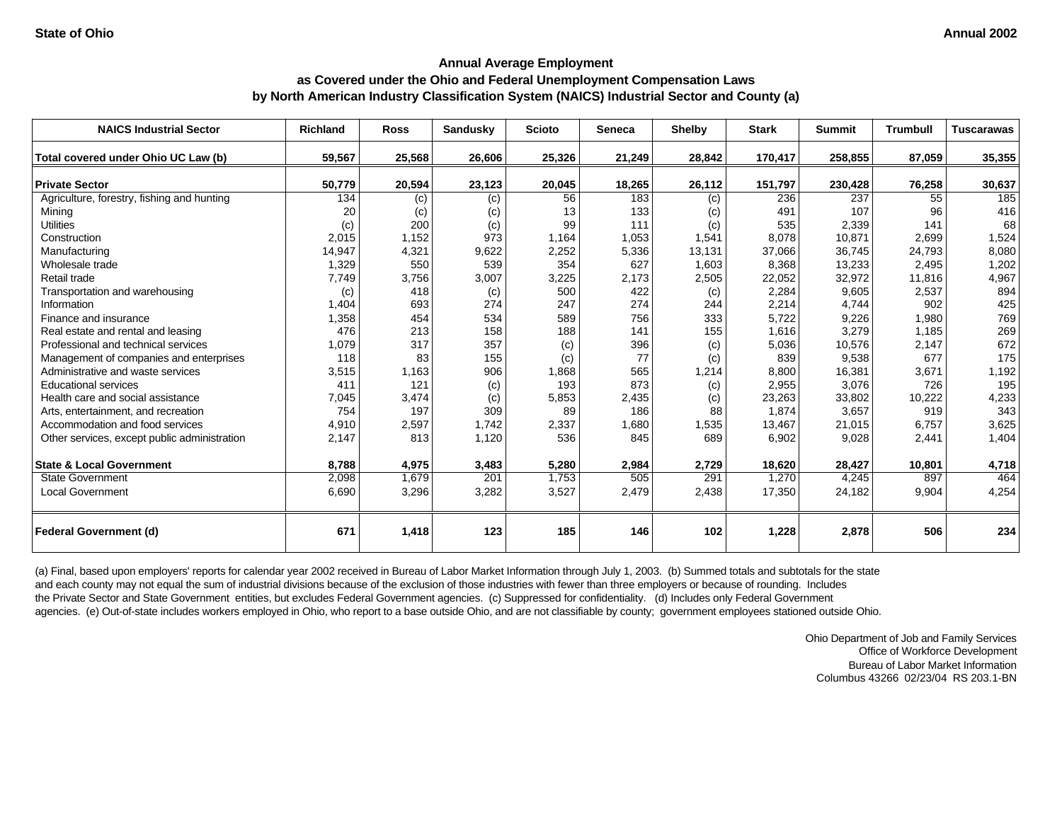State of Ohio

Annual 2002

## Annual Average Employment
## as Covered under the Ohio and Federal Unemployment Compensation Laws
## by North American Industry Classification System (NAICS) Industrial Sector and County (a)

| NAICS Industrial Sector | Richland | Ross | Sandusky | Scioto | Seneca | Shelby | Stark | Summit | Trumbull | Tuscarawas |
|---|---|---|---|---|---|---|---|---|---|---|
| **Total covered under Ohio UC Law (b)** | **59,567** | **25,568** | **26,606** | **25,326** | **21,249** | **28,842** | **170,417** | **258,855** | **87,059** | **35,355** |
| **Private Sector** | **50,779** | **20,594** | **23,123** | **20,045** | **18,265** | **26,112** | **151,797** | **230,428** | **76,258** | **30,637** |
| Agriculture, forestry, fishing and hunting | 134 | (c) | (c) | 56 | 183 | (c) | 236 | 237 | 55 | 185 |
| Mining | 20 | (c) | (c) | 13 | 133 | (c) | 491 | 107 | 96 | 416 |
| Utilities | (c) | 200 | (c) | 99 | 111 | (c) | 535 | 2,339 | 141 | 68 |
| Construction | 2,015 | 1,152 | 973 | 1,164 | 1,053 | 1,541 | 8,078 | 10,871 | 2,699 | 1,524 |
| Manufacturing | 14,947 | 4,321 | 9,622 | 2,252 | 5,336 | 13,131 | 37,066 | 36,745 | 24,793 | 8,080 |
| Wholesale trade | 1,329 | 550 | 539 | 354 | 627 | 1,603 | 8,368 | 13,233 | 2,495 | 1,202 |
| Retail trade | 7,749 | 3,756 | 3,007 | 3,225 | 2,173 | 2,505 | 22,052 | 32,972 | 11,816 | 4,967 |
| Transportation and warehousing | (c) | 418 | (c) | 500 | 422 | (c) | 2,284 | 9,605 | 2,537 | 894 |
| Information | 1,404 | 693 | 274 | 247 | 274 | 244 | 2,214 | 4,744 | 902 | 425 |
| Finance and insurance | 1,358 | 454 | 534 | 589 | 756 | 333 | 5,722 | 9,226 | 1,980 | 769 |
| Real estate and rental and leasing | 476 | 213 | 158 | 188 | 141 | 155 | 1,616 | 3,279 | 1,185 | 269 |
| Professional and technical services | 1,079 | 317 | 357 | (c) | 396 | (c) | 5,036 | 10,576 | 2,147 | 672 |
| Management of companies and enterprises | 118 | 83 | 155 | (c) | 77 | (c) | 839 | 9,538 | 677 | 175 |
| Administrative and waste services | 3,515 | 1,163 | 906 | 1,868 | 565 | 1,214 | 8,800 | 16,381 | 3,671 | 1,192 |
| Educational services | 411 | 121 | (c) | 193 | 873 | (c) | 2,955 | 3,076 | 726 | 195 |
| Health care and social assistance | 7,045 | 3,474 | (c) | 5,853 | 2,435 | (c) | 23,263 | 33,802 | 10,222 | 4,233 |
| Arts, entertainment, and recreation | 754 | 197 | 309 | 89 | 186 | 88 | 1,874 | 3,657 | 919 | 343 |
| Accommodation and food services | 4,910 | 2,597 | 1,742 | 2,337 | 1,680 | 1,535 | 13,467 | 21,015 | 6,757 | 3,625 |
| Other services, except public administration | 2,147 | 813 | 1,120 | 536 | 845 | 689 | 6,902 | 9,028 | 2,441 | 1,404 |
| **State & Local Government** | **8,788** | **4,975** | **3,483** | **5,280** | **2,984** | **2,729** | **18,620** | **28,427** | **10,801** | **4,718** |
| State Government | 2,098 | 1,679 | 201 | 1,753 | 505 | 291 | 1,270 | 4,245 | 897 | 464 |
| Local Government | 6,690 | 3,296 | 3,282 | 3,527 | 2,479 | 2,438 | 17,350 | 24,182 | 9,904 | 4,254 |
| **Federal Government (d)** | **671** | **1,418** | **123** | **185** | **146** | **102** | **1,228** | **2,878** | **506** | **234** |

(a) Final, based upon employers' reports for calendar year 2002 received in Bureau of Labor Market Information through July 1, 2003. (b) Summed totals and subtotals for the state and each county may not equal the sum of industrial divisions because of the exclusion of those industries with fewer than three employers or because of rounding. Includes the Private Sector and State Government entities, but excludes Federal Government agencies. (c) Suppressed for confidentiality. (d) Includes only Federal Government agencies. (e) Out-of-state includes workers employed in Ohio, who report to a base outside Ohio, and are not classifiable by county; government employees stationed outside Ohio.

Ohio Department of Job and Family Services
Office of Workforce Development
Bureau of Labor Market Information
Columbus 43266 02/23/04 RS 203.1-BN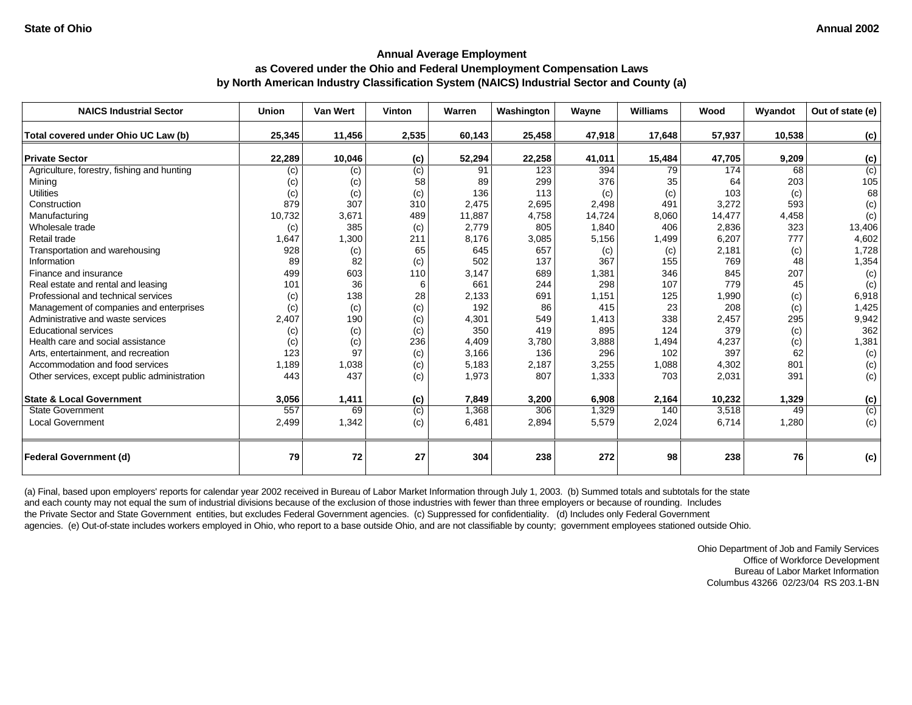State of Ohio Annual 2002

### Annual Average Employment
### as Covered under the Ohio and Federal Unemployment Compensation Laws
### by North American Industry Classification System (NAICS) Industrial Sector and County (a)

| NAICS Industrial Sector | Union | Van Wert | Vinton | Warren | Washington | Wayne | Williams | Wood | Wyandot | Out of state (e) |
|---|---|---|---|---|---|---|---|---|---|---|
| **Total covered under Ohio UC Law (b)** | **25,345** | **11,456** | **2,535** | **60,143** | **25,458** | **47,918** | **17,648** | **57,937** | **10,538** | **(c)** |
| **Private Sector** | **22,289** | **10,046** | **(c)** | **52,294** | **22,258** | **41,011** | **15,484** | **47,705** | **9,209** | **(c)** |
| Agriculture, forestry, fishing and hunting | (c) | (c) | (c) | 91 | 123 | 394 | 79 | 174 | 68 | (c) |
| Mining | (c) | (c) | 58 | 89 | 299 | 376 | 35 | 64 | 203 | 105 |
| Utilities | (c) | (c) | (c) | 136 | 113 | (c) | (c) | 103 | (c) | 68 |
| Construction | 879 | 307 | 310 | 2,475 | 2,695 | 2,498 | 491 | 3,272 | 593 | (c) |
| Manufacturing | 10,732 | 3,671 | 489 | 11,887 | 4,758 | 14,724 | 8,060 | 14,477 | 4,458 | (c) |
| Wholesale trade | (c) | 385 | (c) | 2,779 | 805 | 1,840 | 406 | 2,836 | 323 | 13,406 |
| Retail trade | 1,647 | 1,300 | 211 | 8,176 | 3,085 | 5,156 | 1,499 | 6,207 | 777 | 4,602 |
| Transportation and warehousing | 928 | (c) | 65 | 645 | 657 | (c) | (c) | 2,181 | (c) | 1,728 |
| Information | 89 | 82 | (c) | 502 | 137 | 367 | 155 | 769 | 48 | 1,354 |
| Finance and insurance | 499 | 603 | 110 | 3,147 | 689 | 1,381 | 346 | 845 | 207 | (c) |
| Real estate and rental and leasing | 101 | 36 | 6 | 661 | 244 | 298 | 107 | 779 | 45 | (c) |
| Professional and technical services | (c) | 138 | 28 | 2,133 | 691 | 1,151 | 125 | 1,990 | (c) | 6,918 |
| Management of companies and enterprises | (c) | (c) | (c) | 192 | 86 | 415 | 23 | 208 | (c) | 1,425 |
| Administrative and waste services | 2,407 | 190 | (c) | 4,301 | 549 | 1,413 | 338 | 2,457 | 295 | 9,942 |
| Educational services | (c) | (c) | (c) | 350 | 419 | 895 | 124 | 379 | (c) | 362 |
| Health care and social assistance | (c) | (c) | 236 | 4,409 | 3,780 | 3,888 | 1,494 | 4,237 | (c) | 1,381 |
| Arts, entertainment, and recreation | 123 | 97 | (c) | 3,166 | 136 | 296 | 102 | 397 | 62 | (c) |
| Accommodation and food services | 1,189 | 1,038 | (c) | 5,183 | 2,187 | 3,255 | 1,088 | 4,302 | 801 | (c) |
| Other services, except public administration | 443 | 437 | (c) | 1,973 | 807 | 1,333 | 703 | 2,031 | 391 | (c) |
| **State & Local Government** | **3,056** | **1,411** | **(c)** | **7,849** | **3,200** | **6,908** | **2,164** | **10,232** | **1,329** | **(c)** |
| State Government | 557 | 69 | (c) | 1,368 | 306 | 1,329 | 140 | 3,518 | 49 | (c) |
| Local Government | 2,499 | 1,342 | (c) | 6,481 | 2,894 | 5,579 | 2,024 | 6,714 | 1,280 | (c) |
| **Federal Government (d)** | **79** | **72** | **27** | **304** | **238** | **272** | **98** | **238** | **76** | **(c)** |

(a) Final, based upon employers' reports for calendar year 2002 received in Bureau of Labor Market Information through July 1, 2003. (b) Summed totals and subtotals for the state and each county may not equal the sum of industrial divisions because of the exclusion of those industries with fewer than three employers or because of rounding. Includes the Private Sector and State Government entities, but excludes Federal Government agencies. (c) Suppressed for confidentiality. (d) Includes only Federal Government agencies. (e) Out-of-state includes workers employed in Ohio, who report to a base outside Ohio, and are not classifiable by county; government employees stationed outside Ohio.

Ohio Department of Job and Family Services
Office of Workforce Development
Bureau of Labor Market Information
Columbus 43266 02/23/04 RS 203.1-BN